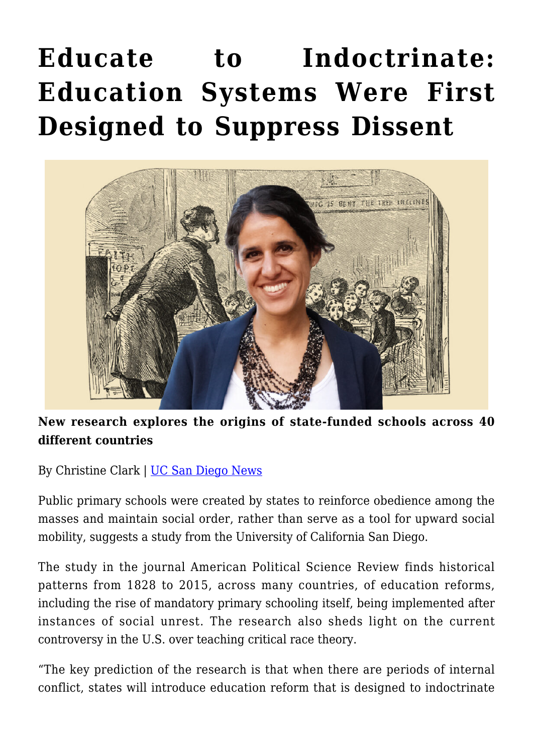# Educate to Indoctrinate: Education Systems Were First Designed to Suppress Dissent

**New research explores the origins of state-funded schools across 40 different countries**

By Christine Clark | UC San Diego News

Public primary schools were created by states to reinforce obedience among the masses and maintain social order, rather than serve as a tool for upward social mobility, suggests a study from the University of California San Diego.

The study in the journal American Political Science Review finds historical patterns from 1828 to 2015, across many countries, of education reforms, including the rise of mandatory primary schooling itself, being implemented after instances of social unrest. The research also sheds light on the current controversy in the U.S. over teaching critical race theory.

"The key prediction of the research is that when there are periods of internal conflict, states will introduce education reform that is designed to indoctrinate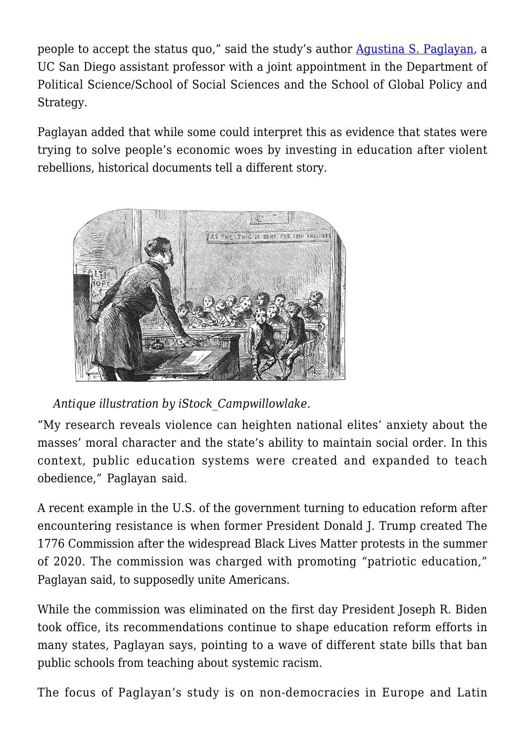people to accept the status quo," said the study's author [Agustina S. Paglayan](), a UC San Diego assistant professor with a joint appointment in the Department of Political Science/School of Social Sciences and the School of Global Policy and Strategy.

Paglayan added that while some could interpret this as evidence that states were trying to solve people's economic woes by investing in education after violent rebellions, historical documents tell a different story.

*Antique illustration by iStock_Campwillowlake.*

"My research reveals violence can heighten national elites' anxiety about the masses' moral character and the state's ability to maintain social order. In this context, public education systems were created and expanded to teach obedience," Paglayan said.

A recent example in the U.S. of the government turning to education reform after encountering resistance is when former President Donald J. Trump created The 1776 Commission after the widespread Black Lives Matter protests in the summer of 2020. The commission was charged with promoting "patriotic education," Paglayan said, to supposedly unite Americans.

While the commission was eliminated on the first day President Joseph R. Biden took office, its recommendations continue to shape education reform efforts in many states, Paglayan says, pointing to a wave of different state bills that ban public schools from teaching about systemic racism.

The focus of Paglayan's study is on non-democracies in Europe and Latin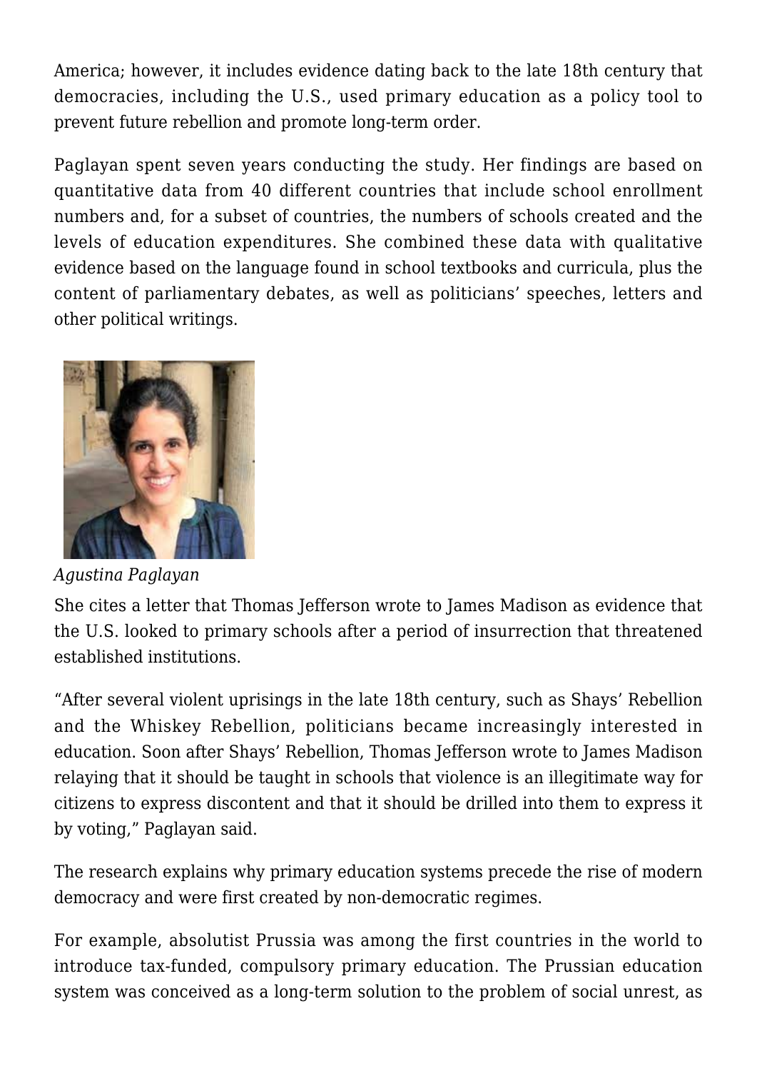America; however, it includes evidence dating back to the late 18th century that democracies, including the U.S., used primary education as a policy tool to prevent future rebellion and promote long-term order.

Paglayan spent seven years conducting the study. Her findings are based on quantitative data from 40 different countries that include school enrollment numbers and, for a subset of countries, the numbers of schools created and the levels of education expenditures. She combined these data with qualitative evidence based on the language found in school textbooks and curricula, plus the content of parliamentary debates, as well as politicians' speeches, letters and other political writings.

*Agustina Paglayan*

She cites a letter that Thomas Jefferson wrote to James Madison as evidence that the U.S. looked to primary schools after a period of insurrection that threatened established institutions.

"After several violent uprisings in the late 18th century, such as Shays' Rebellion and the Whiskey Rebellion, politicians became increasingly interested in education. Soon after Shays' Rebellion, Thomas Jefferson wrote to James Madison relaying that it should be taught in schools that violence is an illegitimate way for citizens to express discontent and that it should be drilled into them to express it by voting," Paglayan said.

The research explains why primary education systems precede the rise of modern democracy and were first created by non-democratic regimes.

For example, absolutist Prussia was among the first countries in the world to introduce tax-funded, compulsory primary education. The Prussian education system was conceived as a long-term solution to the problem of social unrest, as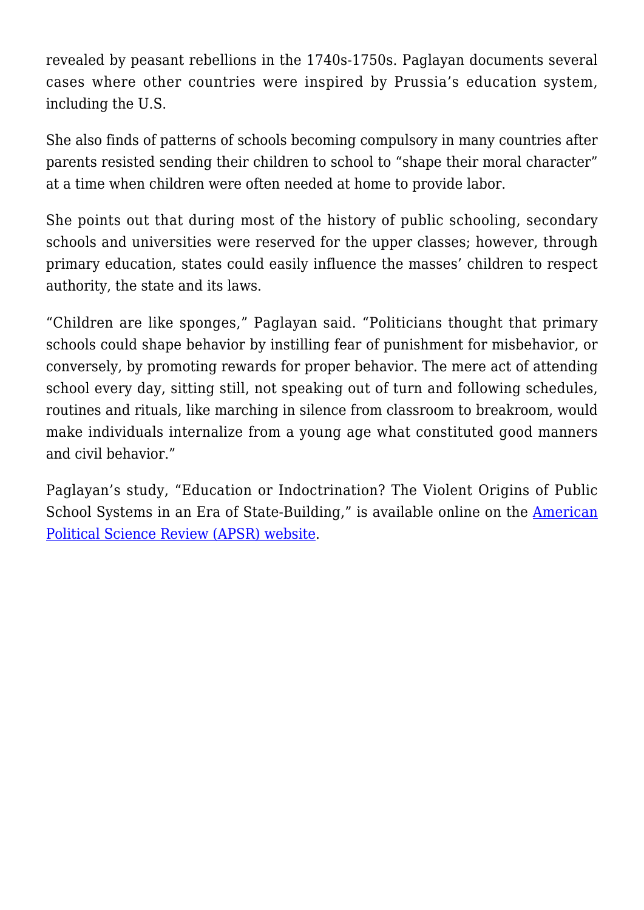revealed by peasant rebellions in the 1740s-1750s. Paglayan documents several cases where other countries were inspired by Prussia's education system, including the U.S.

She also finds of patterns of schools becoming compulsory in many countries after parents resisted sending their children to school to "shape their moral character" at a time when children were often needed at home to provide labor.

She points out that during most of the history of public schooling, secondary schools and universities were reserved for the upper classes; however, through primary education, states could easily influence the masses' children to respect authority, the state and its laws.

"Children are like sponges," Paglayan said. "Politicians thought that primary schools could shape behavior by instilling fear of punishment for misbehavior, or conversely, by promoting rewards for proper behavior. The mere act of attending school every day, sitting still, not speaking out of turn and following schedules, routines and rituals, like marching in silence from classroom to breakroom, would make individuals internalize from a young age what constituted good manners and civil behavior."

Paglayan's study, "Education or Indoctrination? The Violent Origins of Public School Systems in an Era of State-Building," is available online on the [American Political Science Review (APSR) website](#).